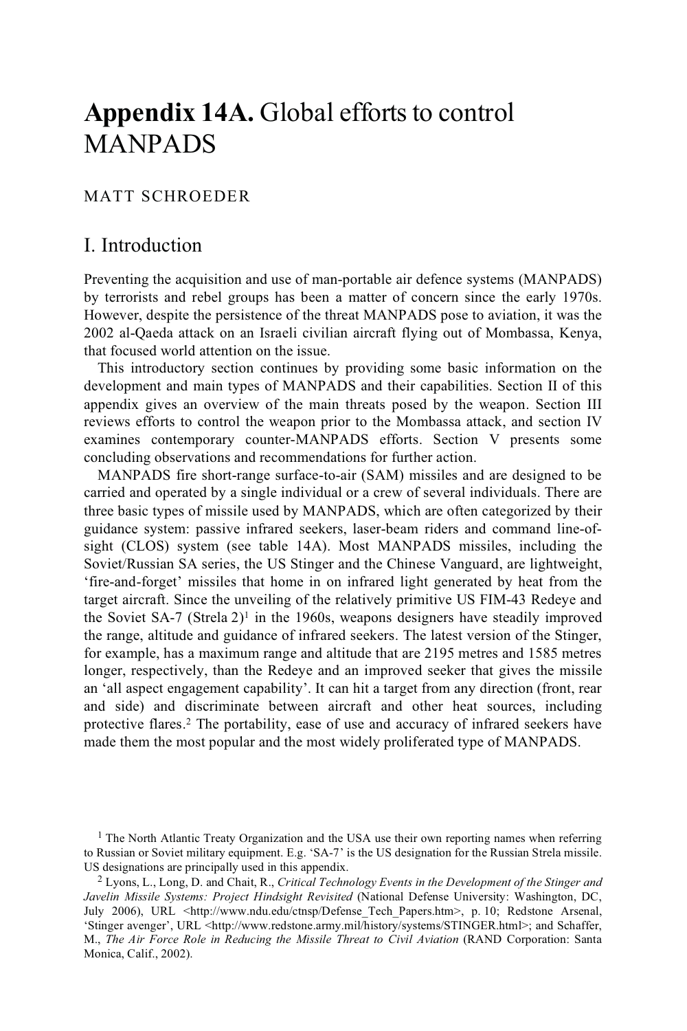# **Appendix 14A.** Global efforts to control MANPADS

MATT SCHROEDER

## I. Introduction

Preventing the acquisition and use of man-portable air defence systems (MANPADS) by terrorists and rebel groups has been a matter of concern since the early 1970s. However, despite the persistence of the threat MANPADS pose to aviation, it was the 2002 al-Qaeda attack on an Israeli civilian aircraft flying out of Mombassa, Kenya, that focused world attention on the issue.

This introductory section continues by providing some basic information on the development and main types of MANPADS and their capabilities. Section II of this appendix gives an overview of the main threats posed by the weapon. Section III reviews efforts to control the weapon prior to the Mombassa attack, and section IV examines contemporary counter-MANPADS efforts. Section V presents some concluding observations and recommendations for further action.

MANPADS fire short-range surface-to-air (SAM) missiles and are designed to be carried and operated by a single individual or a crew of several individuals. There are three basic types of missile used by MANPADS, which are often categorized by their guidance system: passive infrared seekers, laser-beam riders and command line-of-sight (CLOS) system (see table 14A). Most MANPADS missiles, including the Soviet/Russian SA series, the US Stinger and the Chinese Vanguard, are lightweight, 'fire-and-forget' missiles that home in on infrared light generated by heat from the target aircraft. Since the unveiling of the relatively primitive US FIM-43 Redeye and the Soviet SA-7 (Strela 2)[1] in the 1960s, weapons designers have steadily improved the range, altitude and guidance of infrared seekers. The latest version of the Stinger, for example, has a maximum range and altitude that are 2195 metres and 1585 metres longer, respectively, than the Redeye and an improved seeker that gives the missile an 'all aspect engagement capability'. It can hit a target from any direction (front, rear and side) and discriminate between aircraft and other heat sources, including protective flares.[2] The portability, ease of use and accuracy of infrared seekers have made them the most popular and the most widely proliferated type of MANPADS.

[1] The North Atlantic Treaty Organization and the USA use their own reporting names when referring to Russian or Soviet military equipment. E.g. 'SA-7' is the US designation for the Russian Strela missile. US designations are principally used in this appendix.

[2] Lyons, L., Long, D. and Chait, R., *Critical Technology Events in the Development of the Stinger and Javelin Missile Systems: Project Hindsight Revisited* (National Defense University: Washington, DC, July 2006), URL <http://www.ndu.edu/ctnsp/Defense_Tech_Papers.htm>, p. 10; Redstone Arsenal, 'Stinger avenger', URL <http://www.redstone.army.mil/history/systems/STINGER.html>; and Schaffer, M., *The Air Force Role in Reducing the Missile Threat to Civil Aviation* (RAND Corporation: Santa Monica, Calif., 2002).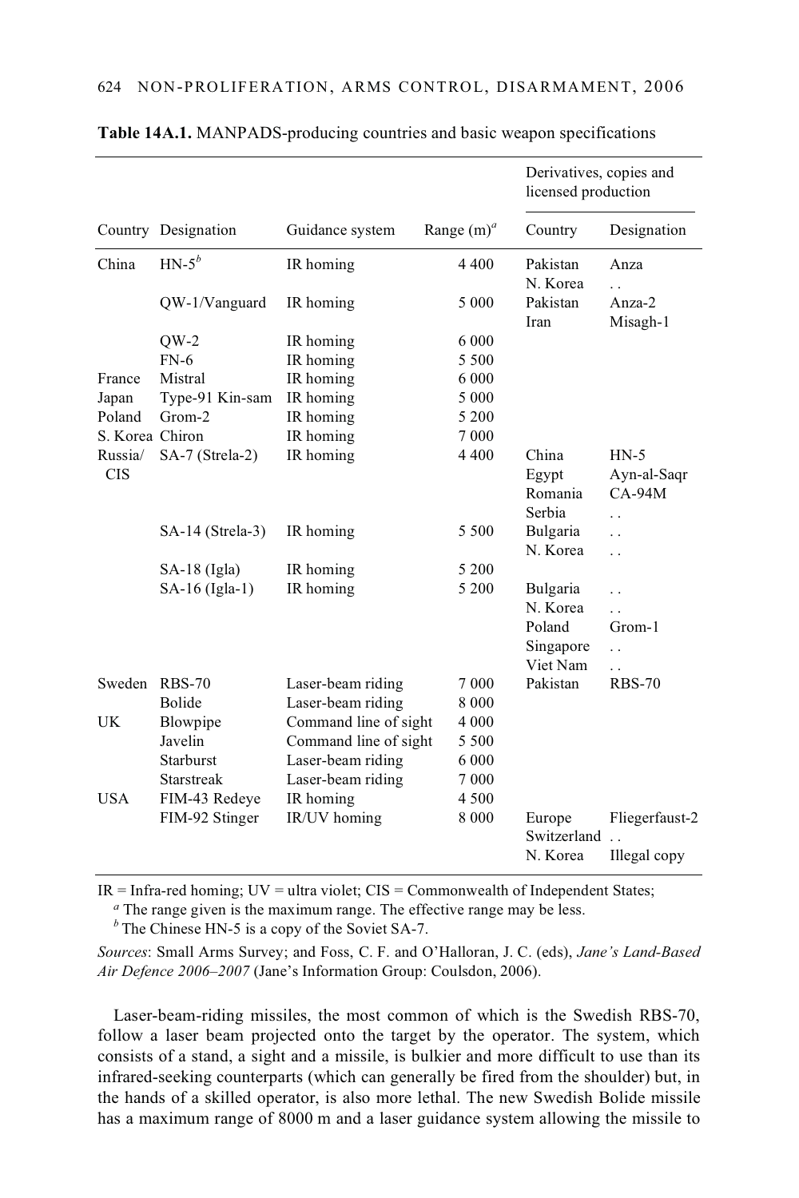**Table 14A.1.** MANPADS-producing countries and basic weapon specifications

| Country | Designation | Guidance system | Range (m)[a] | Derivatives, copies and licensed production | |
|---|---|---|---|---|---|
| | | | | Country | Designation |
| China | HN-5[b] | IR homing | 4 400 | Pakistan | Anza |
| | | | | N. Korea | . . |
| | QW-1/Vanguard | IR homing | 5 000 | Pakistan | Anza-2 |
| | | | | Iran | Misagh-1 |
| | QW-2 | IR homing | 6 000 | | |
| | FN-6 | IR homing | 5 500 | | |
| France | Mistral | IR homing | 6 000 | | |
| Japan | Type-91 Kin-sam | IR homing | 5 000 | | |
| Poland | Grom-2 | IR homing | 5 200 | | |
| S. Korea | Chiron | IR homing | 7 000 | | |
| Russia/ CIS | SA-7 (Strela-2) | IR homing | 4 400 | China | HN-5 |
| | | | | Egypt | Ayn-al-Saqr |
| | | | | Romania | CA-94M |
| | | | | Serbia | . . |
| | SA-14 (Strela-3) | IR homing | 5 500 | Bulgaria | . . |
| | | | | N. Korea | . . |
| | SA-18 (Igla) | IR homing | 5 200 | | |
| | SA-16 (Igla-1) | IR homing | 5 200 | Bulgaria | . . |
| | | | | N. Korea | . . |
| | | | | Poland | Grom-1 |
| | | | | Singapore | . . |
| | | | | Viet Nam | . . |
| Sweden | RBS-70 | Laser-beam riding | 7 000 | Pakistan | RBS-70 |
| | Bolide | Laser-beam riding | 8 000 | | |
| UK | Blowpipe | Command line of sight | 4 000 | | |
| | Javelin | Command line of sight | 5 500 | | |
| | Starburst | Laser-beam riding | 6 000 | | |
| | Starstreak | Laser-beam riding | 7 000 | | |
| USA | FIM-43 Redeye | IR homing | 4 500 | | |
| | FIM-92 Stinger | IR/UV homing | 8 000 | Europe | Fliegerfaust-2 |
| | | | | Switzerland | . . |
| | | | | N. Korea | Illegal copy |

IR = Infra-red homing; UV = ultra violet; CIS = Commonwealth of Independent States;

[a] The range given is the maximum range. The effective range may be less.

[b] The Chinese HN-5 is a copy of the Soviet SA-7.

*Sources*: Small Arms Survey; and Foss, C. F. and O'Halloran, J. C. (eds), *Jane's Land-Based Air Defence 2006–2007* (Jane's Information Group: Coulsdon, 2006).

Laser-beam-riding missiles, the most common of which is the Swedish RBS-70, follow a laser beam projected onto the target by the operator. The system, which consists of a stand, a sight and a missile, is bulkier and more difficult to use than its infrared-seeking counterparts (which can generally be fired from the shoulder) but, in the hands of a skilled operator, is also more lethal. The new Swedish Bolide missile has a maximum range of 8000 m and a laser guidance system allowing the missile to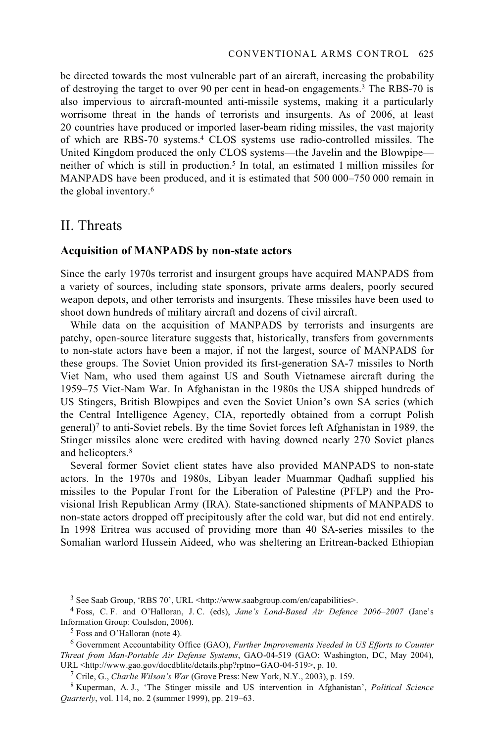be directed towards the most vulnerable part of an aircraft, increasing the probability of destroying the target to over 90 per cent in head-on engagements.[3] The RBS-70 is also impervious to aircraft-mounted anti-missile systems, making it a particularly worrisome threat in the hands of terrorists and insurgents. As of 2006, at least 20 countries have produced or imported laser-beam riding missiles, the vast majority of which are RBS-70 systems.[4] CLOS systems use radio-controlled missiles. The United Kingdom produced the only CLOS systems—the Javelin and the Blowpipe—neither of which is still in production.[5] In total, an estimated 1 million missiles for MANPADS have been produced, and it is estimated that 500 000–750 000 remain in the global inventory.[6]

## II. Threats

### Acquisition of MANPADS by non-state actors

Since the early 1970s terrorist and insurgent groups have acquired MANPADS from a variety of sources, including state sponsors, private arms dealers, poorly secured weapon depots, and other terrorists and insurgents. These missiles have been used to shoot down hundreds of military aircraft and dozens of civil aircraft.

While data on the acquisition of MANPADS by terrorists and insurgents are patchy, open-source literature suggests that, historically, transfers from governments to non-state actors have been a major, if not the largest, source of MANPADS for these groups. The Soviet Union provided its first-generation SA-7 missiles to North Viet Nam, who used them against US and South Vietnamese aircraft during the 1959–75 Viet-Nam War. In Afghanistan in the 1980s the USA shipped hundreds of US Stingers, British Blowpipes and even the Soviet Union's own SA series (which the Central Intelligence Agency, CIA, reportedly obtained from a corrupt Polish general)[7] to anti-Soviet rebels. By the time Soviet forces left Afghanistan in 1989, the Stinger missiles alone were credited with having downed nearly 270 Soviet planes and helicopters.[8]

Several former Soviet client states have also provided MANPADS to non-state actors. In the 1970s and 1980s, Libyan leader Muammar Qadhafi supplied his missiles to the Popular Front for the Liberation of Palestine (PFLP) and the Provisional Irish Republican Army (IRA). State-sanctioned shipments of MANPADS to non-state actors dropped off precipitously after the cold war, but did not end entirely. In 1998 Eritrea was accused of providing more than 40 SA-series missiles to the Somalian warlord Hussein Aideed, who was sheltering an Eritrean-backed Ethiopian

---

[3] See Saab Group, 'RBS 70', URL <http://www.saabgroup.com/en/capabilities>.

[4] Foss, C. F. and O'Halloran, J. C. (eds), *Jane's Land-Based Air Defence 2006–2007* (Jane's Information Group: Coulsdon, 2006).

[5] Foss and O'Halloran (note 4).

[6] Government Accountability Office (GAO), *Further Improvements Needed in US Efforts to Counter Threat from Man-Portable Air Defense Systems*, GAO-04-519 (GAO: Washington, DC, May 2004), URL <http://www.gao.gov/docdblite/details.php?rptno=GAO-04-519>, p. 10.

[7] Crile, G., *Charlie Wilson's War* (Grove Press: New York, N.Y., 2003), p. 159.

[8] Kuperman, A. J., 'The Stinger missile and US intervention in Afghanistan', *Political Science Quarterly*, vol. 114, no. 2 (summer 1999), pp. 219–63.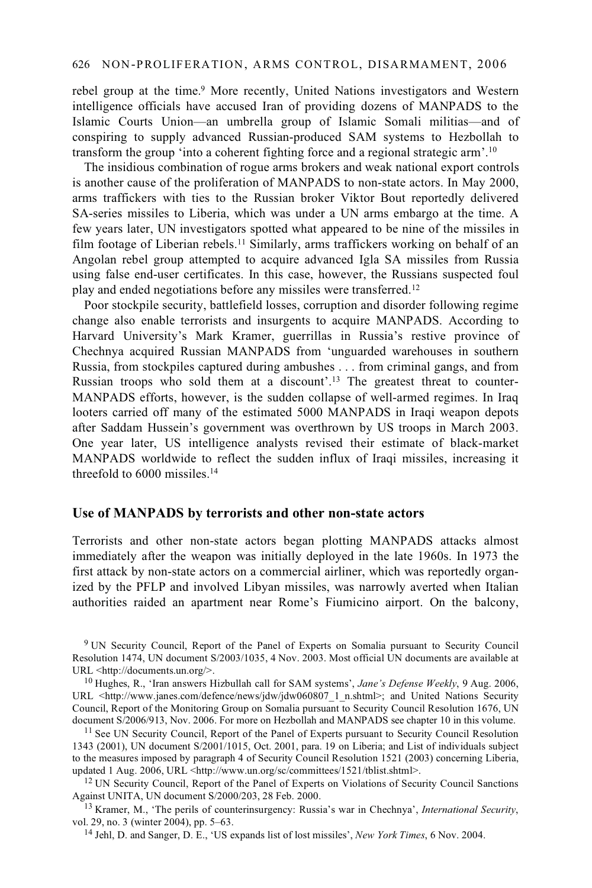rebel group at the time.[9] More recently, United Nations investigators and Western intelligence officials have accused Iran of providing dozens of MANPADS to the Islamic Courts Union—an umbrella group of Islamic Somali militias—and of conspiring to supply advanced Russian-produced SAM systems to Hezbollah to transform the group 'into a coherent fighting force and a regional strategic arm'.[10]

The insidious combination of rogue arms brokers and weak national export controls is another cause of the proliferation of MANPADS to non-state actors. In May 2000, arms traffickers with ties to the Russian broker Viktor Bout reportedly delivered SA-series missiles to Liberia, which was under a UN arms embargo at the time. A few years later, UN investigators spotted what appeared to be nine of the missiles in film footage of Liberian rebels.[11] Similarly, arms traffickers working on behalf of an Angolan rebel group attempted to acquire advanced Igla SA missiles from Russia using false end-user certificates. In this case, however, the Russians suspected foul play and ended negotiations before any missiles were transferred.[12]

Poor stockpile security, battlefield losses, corruption and disorder following regime change also enable terrorists and insurgents to acquire MANPADS. According to Harvard University's Mark Kramer, guerrillas in Russia's restive province of Chechnya acquired Russian MANPADS from 'unguarded warehouses in southern Russia, from stockpiles captured during ambushes . . . from criminal gangs, and from Russian troops who sold them at a discount'.[13] The greatest threat to counter-MANPADS efforts, however, is the sudden collapse of well-armed regimes. In Iraq looters carried off many of the estimated 5000 MANPADS in Iraqi weapon depots after Saddam Hussein's government was overthrown by US troops in March 2003. One year later, US intelligence analysts revised their estimate of black-market MANPADS worldwide to reflect the sudden influx of Iraqi missiles, increasing it threefold to 6000 missiles.[14]

## Use of MANPADS by terrorists and other non-state actors

Terrorists and other non-state actors began plotting MANPADS attacks almost immediately after the weapon was initially deployed in the late 1960s. In 1973 the first attack by non-state actors on a commercial airliner, which was reportedly organized by the PFLP and involved Libyan missiles, was narrowly averted when Italian authorities raided an apartment near Rome's Fiumicino airport. On the balcony,

---

[9] UN Security Council, Report of the Panel of Experts on Somalia pursuant to Security Council Resolution 1474, UN document S/2003/1035, 4 Nov. 2003. Most official UN documents are available at URL <http://documents.un.org/>.

[10] Hughes, R., 'Iran answers Hizbullah call for SAM systems', *Jane's Defense Weekly*, 9 Aug. 2006, URL <http://www.janes.com/defence/news/jdw/jdw060807_1_n.shtml>; and United Nations Security Council, Report of the Monitoring Group on Somalia pursuant to Security Council Resolution 1676, UN document S/2006/913, Nov. 2006. For more on Hezbollah and MANPADS see chapter 10 in this volume.

[11] See UN Security Council, Report of the Panel of Experts pursuant to Security Council Resolution 1343 (2001), UN document S/2001/1015, Oct. 2001, para. 19 on Liberia; and List of individuals subject to the measures imposed by paragraph 4 of Security Council Resolution 1521 (2003) concerning Liberia, updated 1 Aug. 2006, URL <http://www.un.org/sc/committees/1521/tblist.shtml>.

[12] UN Security Council, Report of the Panel of Experts on Violations of Security Council Sanctions Against UNITA, UN document S/2000/203, 28 Feb. 2000.

[13] Kramer, M., 'The perils of counterinsurgency: Russia's war in Chechnya', *International Security*, vol. 29, no. 3 (winter 2004), pp. 5–63.

[14] Jehl, D. and Sanger, D. E., 'US expands list of lost missiles', *New York Times*, 6 Nov. 2004.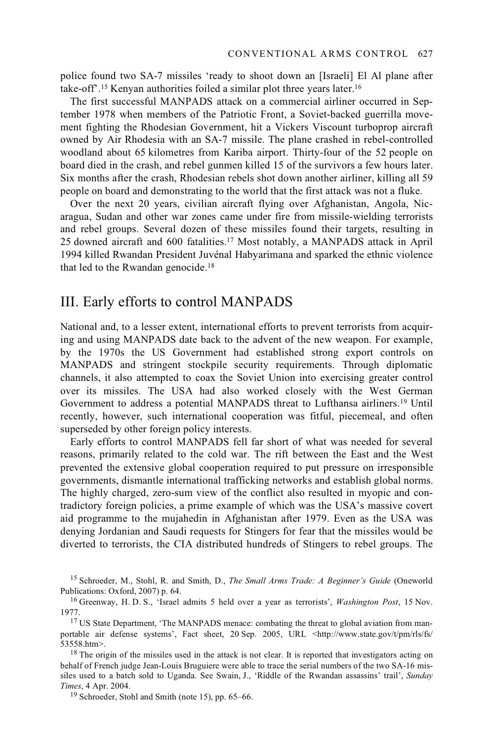police found two SA-7 missiles 'ready to shoot down an [Israeli] El Al plane after take-off'.[15] Kenyan authorities foiled a similar plot three years later.[16]

The first successful MANPADS attack on a commercial airliner occurred in September 1978 when members of the Patriotic Front, a Soviet-backed guerrilla movement fighting the Rhodesian Government, hit a Vickers Viscount turboprop aircraft owned by Air Rhodesia with an SA-7 missile. The plane crashed in rebel-controlled woodland about 65 kilometres from Kariba airport. Thirty-four of the 52 people on board died in the crash, and rebel gunmen killed 15 of the survivors a few hours later. Six months after the crash, Rhodesian rebels shot down another airliner, killing all 59 people on board and demonstrating to the world that the first attack was not a fluke.

Over the next 20 years, civilian aircraft flying over Afghanistan, Angola, Nicaragua, Sudan and other war zones came under fire from missile-wielding terrorists and rebel groups. Several dozen of these missiles found their targets, resulting in 25 downed aircraft and 600 fatalities.[17] Most notably, a MANPADS attack in April 1994 killed Rwandan President Juvénal Habyarimana and sparked the ethnic violence that led to the Rwandan genocide.[18]

## III. Early efforts to control MANPADS

National and, to a lesser extent, international efforts to prevent terrorists from acquiring and using MANPADS date back to the advent of the new weapon. For example, by the 1970s the US Government had established strong export controls on MANPADS and stringent stockpile security requirements. Through diplomatic channels, it also attempted to coax the Soviet Union into exercising greater control over its missiles. The USA had also worked closely with the West German Government to address a potential MANPADS threat to Lufthansa airliners.[19] Until recently, however, such international cooperation was fitful, piecemeal, and often superseded by other foreign policy interests.

Early efforts to control MANPADS fell far short of what was needed for several reasons, primarily related to the cold war. The rift between the East and the West prevented the extensive global cooperation required to put pressure on irresponsible governments, dismantle international trafficking networks and establish global norms. The highly charged, zero-sum view of the conflict also resulted in myopic and contradictory foreign policies, a prime example of which was the USA's massive covert aid programme to the mujahedin in Afghanistan after 1979. Even as the USA was denying Jordanian and Saudi requests for Stingers for fear that the missiles would be diverted to terrorists, the CIA distributed hundreds of Stingers to rebel groups. The

[15] Schroeder, M., Stohl, R. and Smith, D., *The Small Arms Trade: A Beginner's Guide* (Oneworld Publications: Oxford, 2007) p. 64.

[16] Greenway, H. D. S., 'Israel admits 5 held over a year as terrorists', *Washington Post*, 15 Nov. 1977.

[17] US State Department, 'The MANPADS menace: combating the threat to global aviation from man-portable air defense systems', Fact sheet, 20 Sep. 2005, URL <http://www.state.gov/t/pm/rls/fs/53558.htm>.

[18] The origin of the missiles used in the attack is not clear. It is reported that investigators acting on behalf of French judge Jean-Louis Bruguiere were able to trace the serial numbers of the two SA-16 missiles used to a batch sold to Uganda. See Swain, J., 'Riddle of the Rwandan assassins' trail', *Sunday Times*, 4 Apr. 2004.

[19] Schroeder, Stohl and Smith (note 15), pp. 65–66.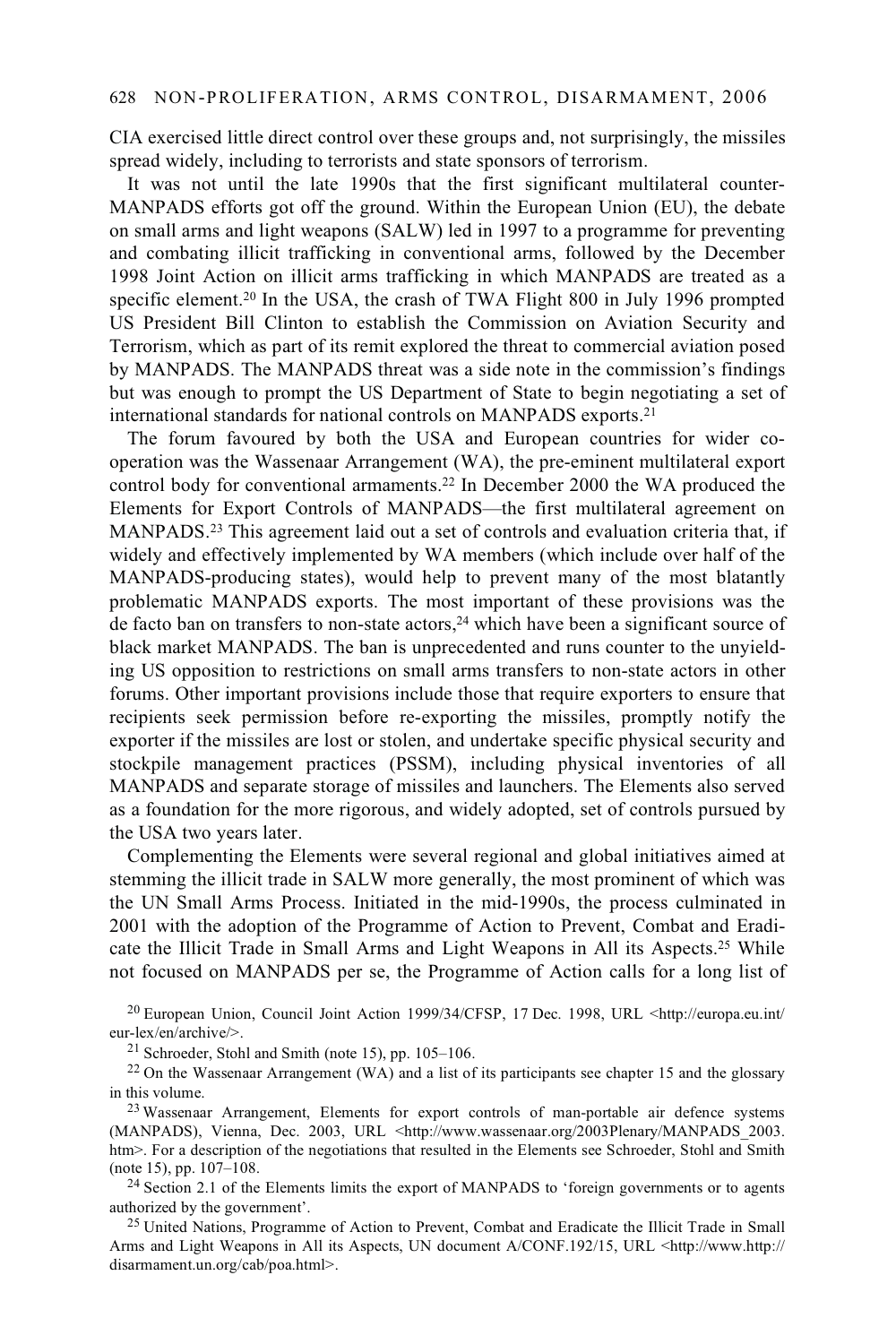CIA exercised little direct control over these groups and, not surprisingly, the missiles spread widely, including to terrorists and state sponsors of terrorism.

It was not until the late 1990s that the first significant multilateral counter-MANPADS efforts got off the ground. Within the European Union (EU), the debate on small arms and light weapons (SALW) led in 1997 to a programme for preventing and combating illicit trafficking in conventional arms, followed by the December 1998 Joint Action on illicit arms trafficking in which MANPADS are treated as a specific element.[20] In the USA, the crash of TWA Flight 800 in July 1996 prompted US President Bill Clinton to establish the Commission on Aviation Security and Terrorism, which as part of its remit explored the threat to commercial aviation posed by MANPADS. The MANPADS threat was a side note in the commission's findings but was enough to prompt the US Department of State to begin negotiating a set of international standards for national controls on MANPADS exports.[21]

The forum favoured by both the USA and European countries for wider co-operation was the Wassenaar Arrangement (WA), the pre-eminent multilateral export control body for conventional armaments.[22] In December 2000 the WA produced the Elements for Export Controls of MANPADS—the first multilateral agreement on MANPADS.[23] This agreement laid out a set of controls and evaluation criteria that, if widely and effectively implemented by WA members (which include over half of the MANPADS-producing states), would help to prevent many of the most blatantly problematic MANPADS exports. The most important of these provisions was the de facto ban on transfers to non-state actors,[24] which have been a significant source of black market MANPADS. The ban is unprecedented and runs counter to the unyielding US opposition to restrictions on small arms transfers to non-state actors in other forums. Other important provisions include those that require exporters to ensure that recipients seek permission before re-exporting the missiles, promptly notify the exporter if the missiles are lost or stolen, and undertake specific physical security and stockpile management practices (PSSM), including physical inventories of all MANPADS and separate storage of missiles and launchers. The Elements also served as a foundation for the more rigorous, and widely adopted, set of controls pursued by the USA two years later.

Complementing the Elements were several regional and global initiatives aimed at stemming the illicit trade in SALW more generally, the most prominent of which was the UN Small Arms Process. Initiated in the mid-1990s, the process culminated in 2001 with the adoption of the Programme of Action to Prevent, Combat and Eradicate the Illicit Trade in Small Arms and Light Weapons in All its Aspects.[25] While not focused on MANPADS per se, the Programme of Action calls for a long list of

[20] European Union, Council Joint Action 1999/34/CFSP, 17 Dec. 1998, URL <http://europa.eu.int/eur-lex/en/archive/>.

[21] Schroeder, Stohl and Smith (note 15), pp. 105–106.

[22] On the Wassenaar Arrangement (WA) and a list of its participants see chapter 15 and the glossary in this volume.

[23] Wassenaar Arrangement, Elements for export controls of man-portable air defence systems (MANPADS), Vienna, Dec. 2003, URL <http://www.wassenaar.org/2003Plenary/MANPADS_2003.htm>. For a description of the negotiations that resulted in the Elements see Schroeder, Stohl and Smith (note 15), pp. 107–108.

[24] Section 2.1 of the Elements limits the export of MANPADS to 'foreign governments or to agents authorized by the government'.

[25] United Nations, Programme of Action to Prevent, Combat and Eradicate the Illicit Trade in Small Arms and Light Weapons in All its Aspects, UN document A/CONF.192/15, URL <http://www.http://disarmament.un.org/cab/poa.html>.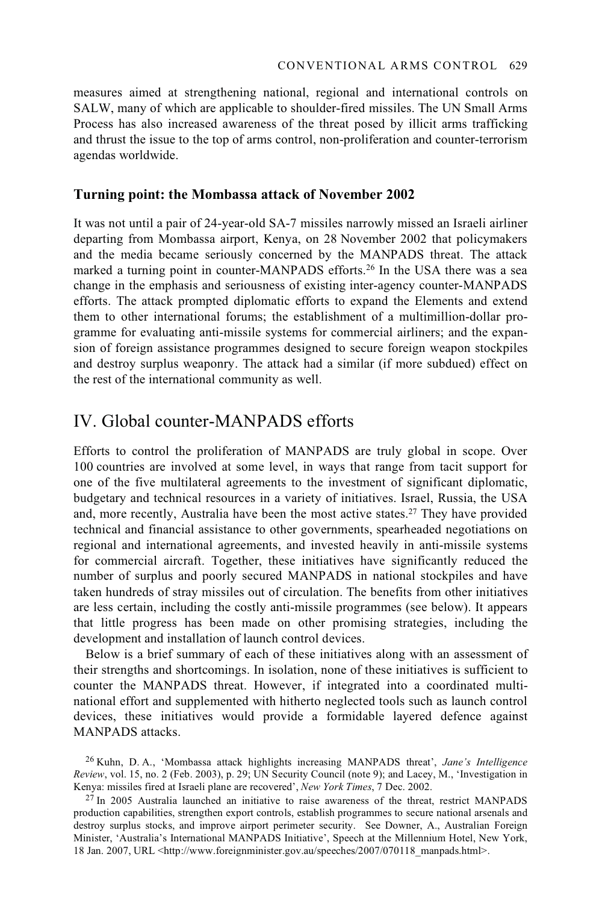measures aimed at strengthening national, regional and international controls on SALW, many of which are applicable to shoulder-fired missiles. The UN Small Arms Process has also increased awareness of the threat posed by illicit arms trafficking and thrust the issue to the top of arms control, non-proliferation and counter-terrorism agendas worldwide.

### Turning point: the Mombassa attack of November 2002

It was not until a pair of 24-year-old SA-7 missiles narrowly missed an Israeli airliner departing from Mombassa airport, Kenya, on 28 November 2002 that policymakers and the media became seriously concerned by the MANPADS threat. The attack marked a turning point in counter-MANPADS efforts.[26] In the USA there was a sea change in the emphasis and seriousness of existing inter-agency counter-MANPADS efforts. The attack prompted diplomatic efforts to expand the Elements and extend them to other international forums; the establishment of a multimillion-dollar programme for evaluating anti-missile systems for commercial airliners; and the expansion of foreign assistance programmes designed to secure foreign weapon stockpiles and destroy surplus weaponry. The attack had a similar (if more subdued) effect on the rest of the international community as well.

## IV. Global counter-MANPADS efforts

Efforts to control the proliferation of MANPADS are truly global in scope. Over 100 countries are involved at some level, in ways that range from tacit support for one of the five multilateral agreements to the investment of significant diplomatic, budgetary and technical resources in a variety of initiatives. Israel, Russia, the USA and, more recently, Australia have been the most active states.[27] They have provided technical and financial assistance to other governments, spearheaded negotiations on regional and international agreements, and invested heavily in anti-missile systems for commercial aircraft. Together, these initiatives have significantly reduced the number of surplus and poorly secured MANPADS in national stockpiles and have taken hundreds of stray missiles out of circulation. The benefits from other initiatives are less certain, including the costly anti-missile programmes (see below). It appears that little progress has been made on other promising strategies, including the development and installation of launch control devices.

Below is a brief summary of each of these initiatives along with an assessment of their strengths and shortcomings. In isolation, none of these initiatives is sufficient to counter the MANPADS threat. However, if integrated into a coordinated multinational effort and supplemented with hitherto neglected tools such as launch control devices, these initiatives would provide a formidable layered defence against MANPADS attacks.

[26] Kuhn, D. A., 'Mombassa attack highlights increasing MANPADS threat', *Jane's Intelligence Review*, vol. 15, no. 2 (Feb. 2003), p. 29; UN Security Council (note 9); and Lacey, M., 'Investigation in Kenya: missiles fired at Israeli plane are recovered', *New York Times*, 7 Dec. 2002.

[27] In 2005 Australia launched an initiative to raise awareness of the threat, restrict MANPADS production capabilities, strengthen export controls, establish programmes to secure national arsenals and destroy surplus stocks, and improve airport perimeter security. See Downer, A., Australian Foreign Minister, 'Australia's International MANPADS Initiative', Speech at the Millennium Hotel, New York, 18 Jan. 2007, URL <http://www.foreignminister.gov.au/speeches/2007/070118_manpads.html>.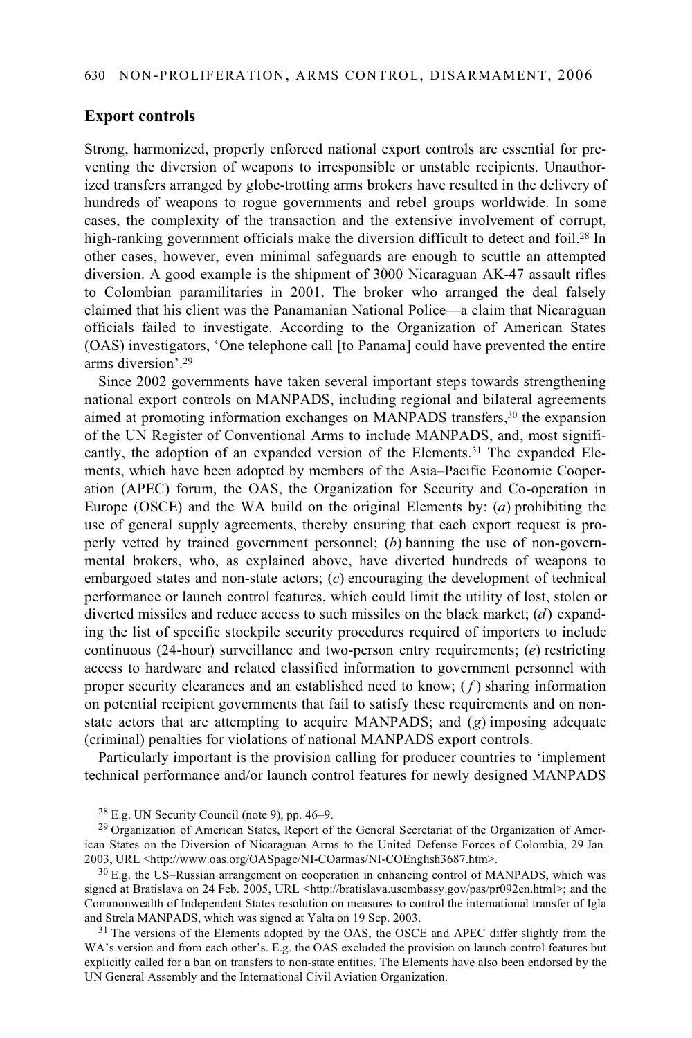## Export controls

Strong, harmonized, properly enforced national export controls are essential for preventing the diversion of weapons to irresponsible or unstable recipients. Unauthorized transfers arranged by globe-trotting arms brokers have resulted in the delivery of hundreds of weapons to rogue governments and rebel groups worldwide. In some cases, the complexity of the transaction and the extensive involvement of corrupt, high-ranking government officials make the diversion difficult to detect and foil.[28] In other cases, however, even minimal safeguards are enough to scuttle an attempted diversion. A good example is the shipment of 3000 Nicaraguan AK-47 assault rifles to Colombian paramilitaries in 2001. The broker who arranged the deal falsely claimed that his client was the Panamanian National Police—a claim that Nicaraguan officials failed to investigate. According to the Organization of American States (OAS) investigators, 'One telephone call [to Panama] could have prevented the entire arms diversion'.[29]

Since 2002 governments have taken several important steps towards strengthening national export controls on MANPADS, including regional and bilateral agreements aimed at promoting information exchanges on MANPADS transfers,[30] the expansion of the UN Register of Conventional Arms to include MANPADS, and, most significantly, the adoption of an expanded version of the Elements.[31] The expanded Elements, which have been adopted by members of the Asia–Pacific Economic Cooperation (APEC) forum, the OAS, the Organization for Security and Co-operation in Europe (OSCE) and the WA build on the original Elements by: (*a*) prohibiting the use of general supply agreements, thereby ensuring that each export request is properly vetted by trained government personnel; (*b*) banning the use of non-governmental brokers, who, as explained above, have diverted hundreds of weapons to embargoed states and non-state actors; (*c*) encouraging the development of technical performance or launch control features, which could limit the utility of lost, stolen or diverted missiles and reduce access to such missiles on the black market; (*d*) expanding the list of specific stockpile security procedures required of importers to include continuous (24-hour) surveillance and two-person entry requirements; (*e*) restricting access to hardware and related classified information to government personnel with proper security clearances and an established need to know; (*f*) sharing information on potential recipient governments that fail to satisfy these requirements and on non-state actors that are attempting to acquire MANPADS; and (*g*) imposing adequate (criminal) penalties for violations of national MANPADS export controls.

Particularly important is the provision calling for producer countries to 'implement technical performance and/or launch control features for newly designed MANPADS

---

[28] E.g. UN Security Council (note 9), pp. 46–9.

[29] Organization of American States, Report of the General Secretariat of the Organization of American States on the Diversion of Nicaraguan Arms to the United Defense Forces of Colombia, 29 Jan. 2003, URL <http://www.oas.org/OASpage/NI-COarmas/NI-COEnglish3687.htm>.

[30] E.g. the US–Russian arrangement on cooperation in enhancing control of MANPADS, which was signed at Bratislava on 24 Feb. 2005, URL <http://bratislava.usembassy.gov/pas/pr092en.html>; and the Commonwealth of Independent States resolution on measures to control the international transfer of Igla and Strela MANPADS, which was signed at Yalta on 19 Sep. 2003.

[31] The versions of the Elements adopted by the OAS, the OSCE and APEC differ slightly from the WA's version and from each other's. E.g. the OAS excluded the provision on launch control features but explicitly called for a ban on transfers to non-state entities. The Elements have also been endorsed by the UN General Assembly and the International Civil Aviation Organization.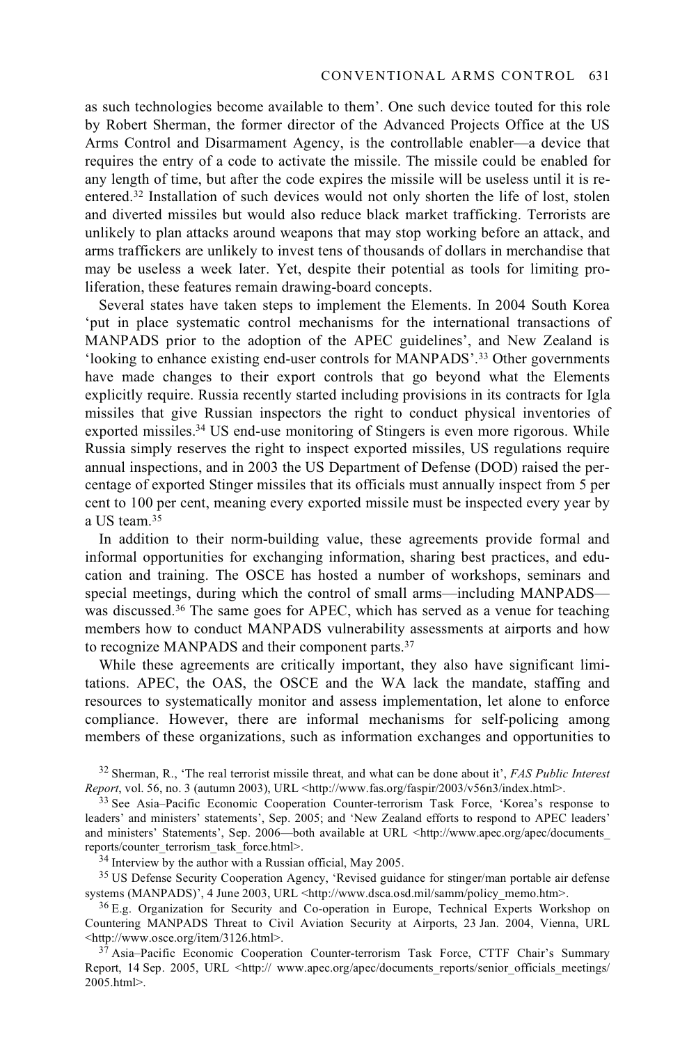as such technologies become available to them'. One such device touted for this role by Robert Sherman, the former director of the Advanced Projects Office at the US Arms Control and Disarmament Agency, is the controllable enabler—a device that requires the entry of a code to activate the missile. The missile could be enabled for any length of time, but after the code expires the missile will be useless until it is re-entered.[32] Installation of such devices would not only shorten the life of lost, stolen and diverted missiles but would also reduce black market trafficking. Terrorists are unlikely to plan attacks around weapons that may stop working before an attack, and arms traffickers are unlikely to invest tens of thousands of dollars in merchandise that may be useless a week later. Yet, despite their potential as tools for limiting proliferation, these features remain drawing-board concepts.

Several states have taken steps to implement the Elements. In 2004 South Korea 'put in place systematic control mechanisms for the international transactions of MANPADS prior to the adoption of the APEC guidelines', and New Zealand is 'looking to enhance existing end-user controls for MANPADS'.[33] Other governments have made changes to their export controls that go beyond what the Elements explicitly require. Russia recently started including provisions in its contracts for Igla missiles that give Russian inspectors the right to conduct physical inventories of exported missiles.[34] US end-use monitoring of Stingers is even more rigorous. While Russia simply reserves the right to inspect exported missiles, US regulations require annual inspections, and in 2003 the US Department of Defense (DOD) raised the percentage of exported Stinger missiles that its officials must annually inspect from 5 per cent to 100 per cent, meaning every exported missile must be inspected every year by a US team.[35]

In addition to their norm-building value, these agreements provide formal and informal opportunities for exchanging information, sharing best practices, and education and training. The OSCE has hosted a number of workshops, seminars and special meetings, during which the control of small arms—including MANPADS—was discussed.[36] The same goes for APEC, which has served as a venue for teaching members how to conduct MANPADS vulnerability assessments at airports and how to recognize MANPADS and their component parts.[37]

While these agreements are critically important, they also have significant limitations. APEC, the OAS, the OSCE and the WA lack the mandate, staffing and resources to systematically monitor and assess implementation, let alone to enforce compliance. However, there are informal mechanisms for self-policing among members of these organizations, such as information exchanges and opportunities to

---

[32] Sherman, R., 'The real terrorist missile threat, and what can be done about it', *FAS Public Interest Report*, vol. 56, no. 3 (autumn 2003), URL <http://www.fas.org/faspir/2003/v56n3/index.html>.

[33] See Asia–Pacific Economic Cooperation Counter-terrorism Task Force, 'Korea's response to leaders' and ministers' statements', Sep. 2005; and 'New Zealand efforts to respond to APEC leaders' and ministers' Statements', Sep. 2006—both available at URL <http://www.apec.org/apec/documents_reports/counter_terrorism_task_force.html>.

[34] Interview by the author with a Russian official, May 2005.

[35] US Defense Security Cooperation Agency, 'Revised guidance for stinger/man portable air defense systems (MANPADS)', 4 June 2003, URL <http://www.dsca.osd.mil/samm/policy_memo.htm>.

[36] E.g. Organization for Security and Co-operation in Europe, Technical Experts Workshop on Countering MANPADS Threat to Civil Aviation Security at Airports, 23 Jan. 2004, Vienna, URL <http://www.osce.org/item/3126.html>.

[37] Asia–Pacific Economic Cooperation Counter-terrorism Task Force, CTTF Chair's Summary Report, 14 Sep. 2005, URL <http:// www.apec.org/apec/documents_reports/senior_officials_meetings/2005.html>.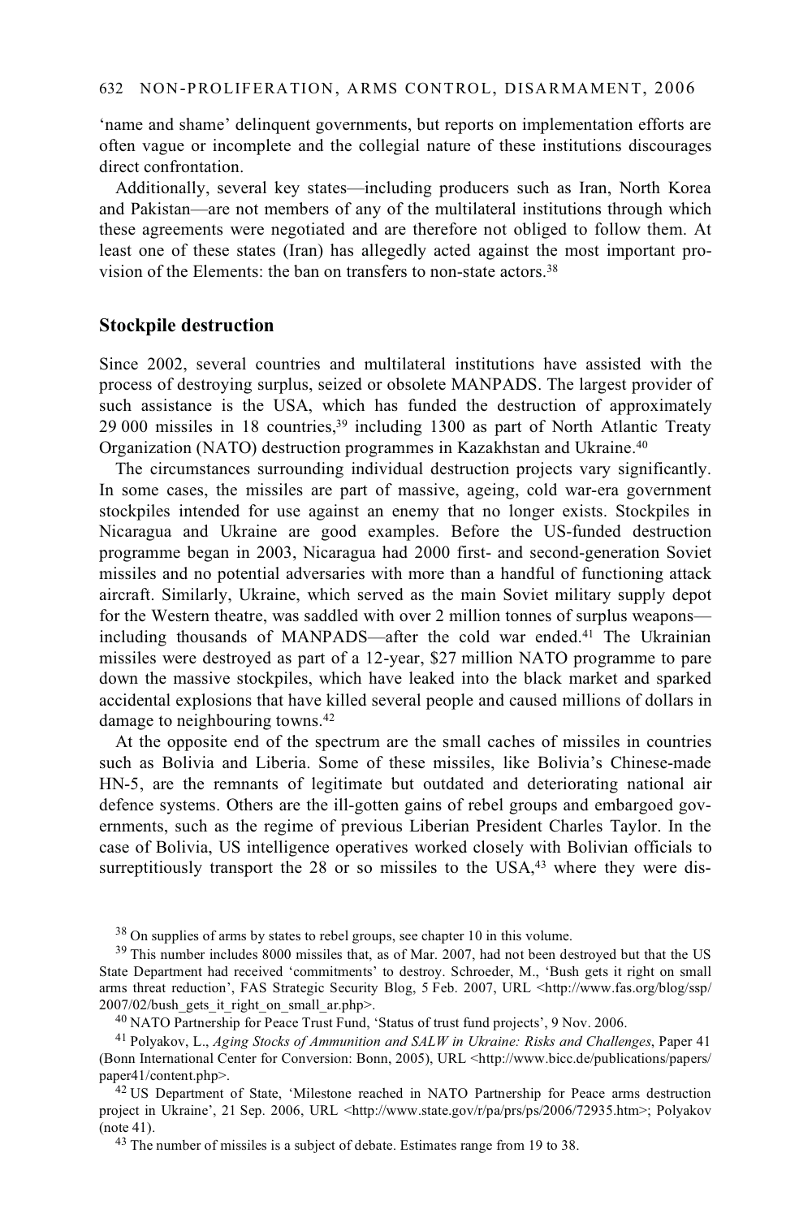'name and shame' delinquent governments, but reports on implementation efforts are often vague or incomplete and the collegial nature of these institutions discourages direct confrontation.

Additionally, several key states—including producers such as Iran, North Korea and Pakistan—are not members of any of the multilateral institutions through which these agreements were negotiated and are therefore not obliged to follow them. At least one of these states (Iran) has allegedly acted against the most important provision of the Elements: the ban on transfers to non-state actors.[38]

## Stockpile destruction

Since 2002, several countries and multilateral institutions have assisted with the process of destroying surplus, seized or obsolete MANPADS. The largest provider of such assistance is the USA, which has funded the destruction of approximately 29 000 missiles in 18 countries,[39] including 1300 as part of North Atlantic Treaty Organization (NATO) destruction programmes in Kazakhstan and Ukraine.[40]

The circumstances surrounding individual destruction projects vary significantly. In some cases, the missiles are part of massive, ageing, cold war-era government stockpiles intended for use against an enemy that no longer exists. Stockpiles in Nicaragua and Ukraine are good examples. Before the US-funded destruction programme began in 2003, Nicaragua had 2000 first- and second-generation Soviet missiles and no potential adversaries with more than a handful of functioning attack aircraft. Similarly, Ukraine, which served as the main Soviet military supply depot for the Western theatre, was saddled with over 2 million tonnes of surplus weapons—including thousands of MANPADS—after the cold war ended.[41] The Ukrainian missiles were destroyed as part of a 12-year, $27 million NATO programme to pare down the massive stockpiles, which have leaked into the black market and sparked accidental explosions that have killed several people and caused millions of dollars in damage to neighbouring towns.[42]

At the opposite end of the spectrum are the small caches of missiles in countries such as Bolivia and Liberia. Some of these missiles, like Bolivia's Chinese-made HN-5, are the remnants of legitimate but outdated and deteriorating national air defence systems. Others are the ill-gotten gains of rebel groups and embargoed governments, such as the regime of previous Liberian President Charles Taylor. In the case of Bolivia, US intelligence operatives worked closely with Bolivian officials to surreptitiously transport the 28 or so missiles to the USA,[43] where they were dis-

[38] On supplies of arms by states to rebel groups, see chapter 10 in this volume.

[39] This number includes 8000 missiles that, as of Mar. 2007, had not been destroyed but that the US State Department had received 'commitments' to destroy. Schroeder, M., 'Bush gets it right on small arms threat reduction', FAS Strategic Security Blog, 5 Feb. 2007, URL <http://www.fas.org/blog/ssp/2007/02/bush_gets_it_right_on_small_ar.php>.

[40] NATO Partnership for Peace Trust Fund, 'Status of trust fund projects', 9 Nov. 2006.

[41] Polyakov, L., *Aging Stocks of Ammunition and SALW in Ukraine: Risks and Challenges*, Paper 41 (Bonn International Center for Conversion: Bonn, 2005), URL <http://www.bicc.de/publications/papers/paper41/content.php>.

[42] US Department of State, 'Milestone reached in NATO Partnership for Peace arms destruction project in Ukraine', 21 Sep. 2006, URL <http://www.state.gov/r/pa/prs/ps/2006/72935.htm>; Polyakov (note 41).

[43] The number of missiles is a subject of debate. Estimates range from 19 to 38.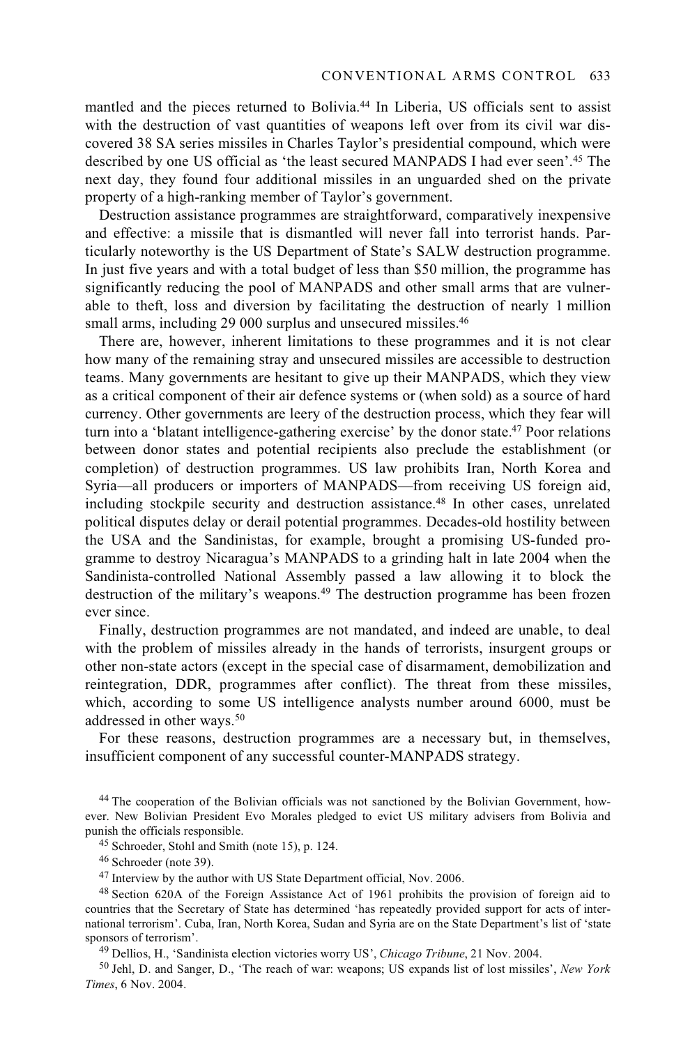mantled and the pieces returned to Bolivia.[44] In Liberia, US officials sent to assist with the destruction of vast quantities of weapons left over from its civil war discovered 38 SA series missiles in Charles Taylor's presidential compound, which were described by one US official as 'the least secured MANPADS I had ever seen'.[45] The next day, they found four additional missiles in an unguarded shed on the private property of a high-ranking member of Taylor's government.

Destruction assistance programmes are straightforward, comparatively inexpensive and effective: a missile that is dismantled will never fall into terrorist hands. Particularly noteworthy is the US Department of State's SALW destruction programme. In just five years and with a total budget of less than $50 million, the programme has significantly reducing the pool of MANPADS and other small arms that are vulnerable to theft, loss and diversion by facilitating the destruction of nearly 1 million small arms, including 29 000 surplus and unsecured missiles.[46]

There are, however, inherent limitations to these programmes and it is not clear how many of the remaining stray and unsecured missiles are accessible to destruction teams. Many governments are hesitant to give up their MANPADS, which they view as a critical component of their air defence systems or (when sold) as a source of hard currency. Other governments are leery of the destruction process, which they fear will turn into a 'blatant intelligence-gathering exercise' by the donor state.[47] Poor relations between donor states and potential recipients also preclude the establishment (or completion) of destruction programmes. US law prohibits Iran, North Korea and Syria—all producers or importers of MANPADS—from receiving US foreign aid, including stockpile security and destruction assistance.[48] In other cases, unrelated political disputes delay or derail potential programmes. Decades-old hostility between the USA and the Sandinistas, for example, brought a promising US-funded programme to destroy Nicaragua's MANPADS to a grinding halt in late 2004 when the Sandinista-controlled National Assembly passed a law allowing it to block the destruction of the military's weapons.[49] The destruction programme has been frozen ever since.

Finally, destruction programmes are not mandated, and indeed are unable, to deal with the problem of missiles already in the hands of terrorists, insurgent groups or other non-state actors (except in the special case of disarmament, demobilization and reintegration, DDR, programmes after conflict). The threat from these missiles, which, according to some US intelligence analysts number around 6000, must be addressed in other ways.[50]

For these reasons, destruction programmes are a necessary but, in themselves, insufficient component of any successful counter-MANPADS strategy.

[44] The cooperation of the Bolivian officials was not sanctioned by the Bolivian Government, however. New Bolivian President Evo Morales pledged to evict US military advisers from Bolivia and punish the officials responsible.

[45] Schroeder, Stohl and Smith (note 15), p. 124.

[46] Schroeder (note 39).

[47] Interview by the author with US State Department official, Nov. 2006.

[48] Section 620A of the Foreign Assistance Act of 1961 prohibits the provision of foreign aid to countries that the Secretary of State has determined 'has repeatedly provided support for acts of international terrorism'. Cuba, Iran, North Korea, Sudan and Syria are on the State Department's list of 'state sponsors of terrorism'.

[49] Dellios, H., 'Sandinista election victories worry US', *Chicago Tribune*, 21 Nov. 2004.

[50] Jehl, D. and Sanger, D., 'The reach of war: weapons; US expands list of lost missiles', *New York Times*, 6 Nov. 2004.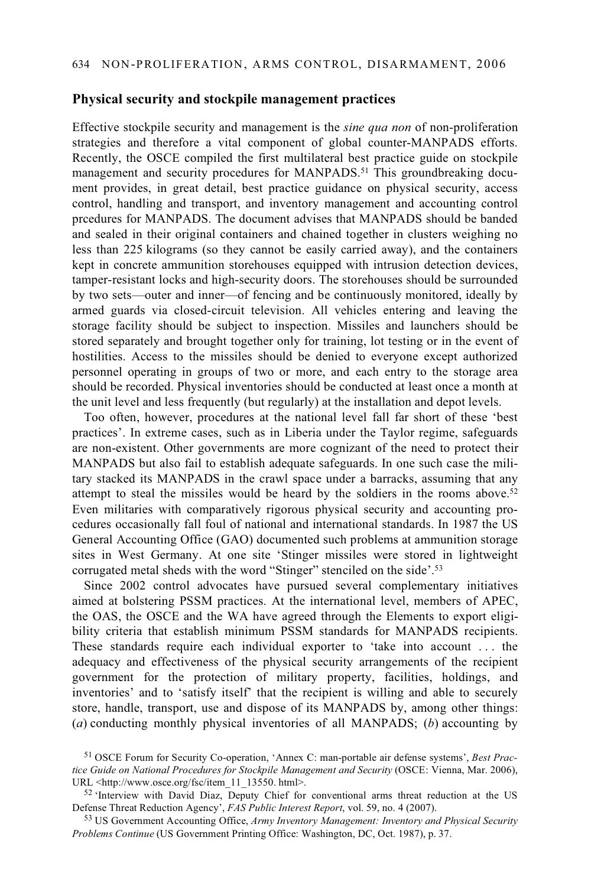## Physical security and stockpile management practices

Effective stockpile security and management is the *sine qua non* of non-proliferation strategies and therefore a vital component of global counter-MANPADS efforts. Recently, the OSCE compiled the first multilateral best practice guide on stockpile management and security procedures for MANPADS.[51] This groundbreaking document provides, in great detail, best practice guidance on physical security, access control, handling and transport, and inventory management and accounting control prcedures for MANPADS. The document advises that MANPADS should be banded and sealed in their original containers and chained together in clusters weighing no less than 225 kilograms (so they cannot be easily carried away), and the containers kept in concrete ammunition storehouses equipped with intrusion detection devices, tamper-resistant locks and high-security doors. The storehouses should be surrounded by two sets—outer and inner—of fencing and be continuously monitored, ideally by armed guards via closed-circuit television. All vehicles entering and leaving the storage facility should be subject to inspection. Missiles and launchers should be stored separately and brought together only for training, lot testing or in the event of hostilities. Access to the missiles should be denied to everyone except authorized personnel operating in groups of two or more, and each entry to the storage area should be recorded. Physical inventories should be conducted at least once a month at the unit level and less frequently (but regularly) at the installation and depot levels.

Too often, however, procedures at the national level fall far short of these 'best practices'. In extreme cases, such as in Liberia under the Taylor regime, safeguards are non-existent. Other governments are more cognizant of the need to protect their MANPADS but also fail to establish adequate safeguards. In one such case the military stacked its MANPADS in the crawl space under a barracks, assuming that any attempt to steal the missiles would be heard by the soldiers in the rooms above.[52] Even militaries with comparatively rigorous physical security and accounting procedures occasionally fall foul of national and international standards. In 1987 the US General Accounting Office (GAO) documented such problems at ammunition storage sites in West Germany. At one site 'Stinger missiles were stored in lightweight corrugated metal sheds with the word "Stinger" stenciled on the side'.[53]

Since 2002 control advocates have pursued several complementary initiatives aimed at bolstering PSSM practices. At the international level, members of APEC, the OAS, the OSCE and the WA have agreed through the Elements to export eligibility criteria that establish minimum PSSM standards for MANPADS recipients. These standards require each individual exporter to 'take into account . . . the adequacy and effectiveness of the physical security arrangements of the recipient government for the protection of military property, facilities, holdings, and inventories' and to 'satisfy itself' that the recipient is willing and able to securely store, handle, transport, use and dispose of its MANPADS by, among other things: (*a*) conducting monthly physical inventories of all MANPADS; (*b*) accounting by

[51] OSCE Forum for Security Co-operation, 'Annex C: man-portable air defense systems', *Best Practice Guide on National Procedures for Stockpile Management and Security* (OSCE: Vienna, Mar. 2006), URL <http://www.osce.org/fsc/item_11_13550. html>.

[52] 'Interview with David Diaz, Deputy Chief for conventional arms threat reduction at the US Defense Threat Reduction Agency', *FAS Public Interest Report*, vol. 59, no. 4 (2007).

[53] US Government Accounting Office, *Army Inventory Management: Inventory and Physical Security Problems Continue* (US Government Printing Office: Washington, DC, Oct. 1987), p. 37.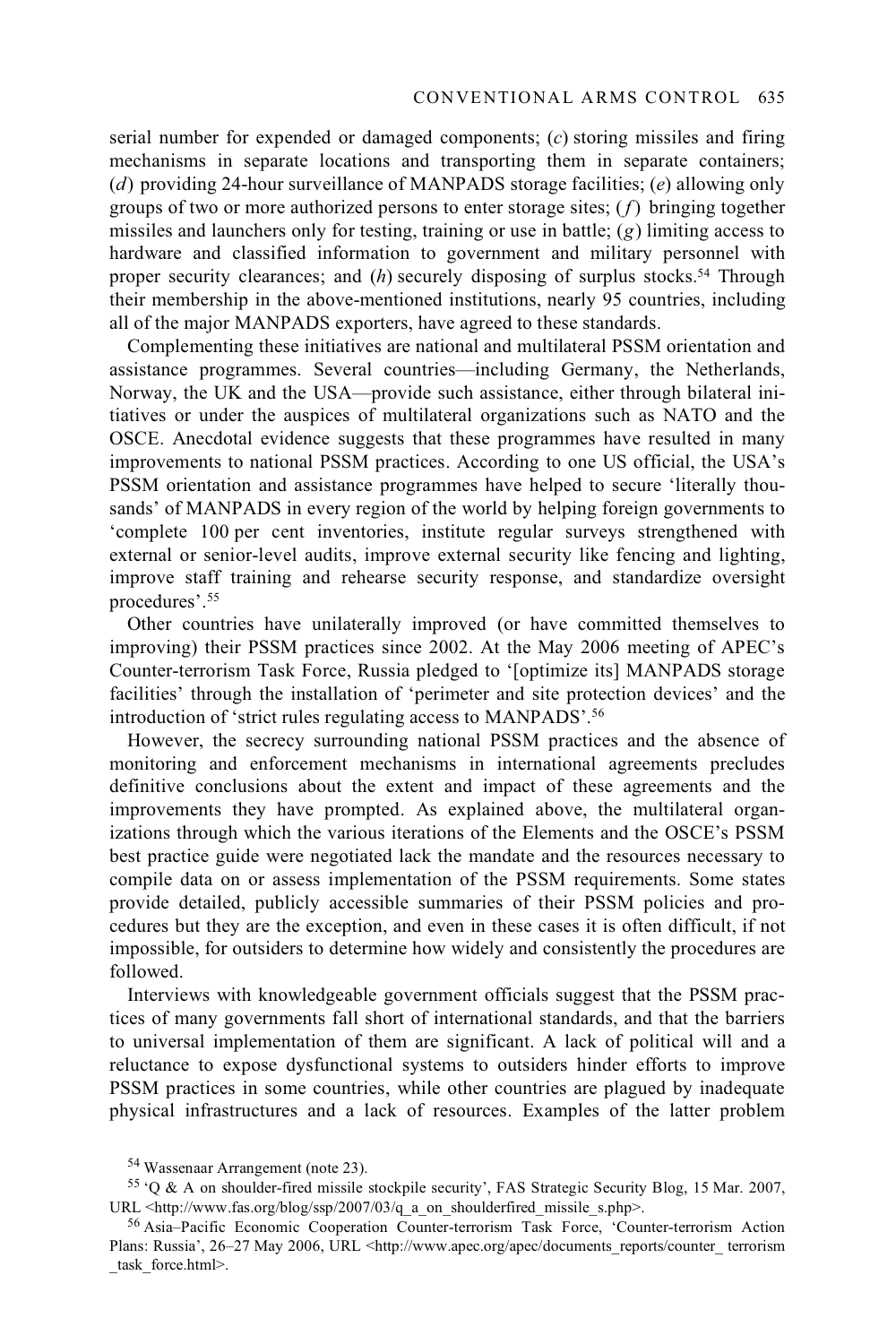serial number for expended or damaged components; (*c*) storing missiles and firing mechanisms in separate locations and transporting them in separate containers; (*d*) providing 24-hour surveillance of MANPADS storage facilities; (*e*) allowing only groups of two or more authorized persons to enter storage sites; (*f*) bringing together missiles and launchers only for testing, training or use in battle; (*g*) limiting access to hardware and classified information to government and military personnel with proper security clearances; and (*h*) securely disposing of surplus stocks.[54] Through their membership in the above-mentioned institutions, nearly 95 countries, including all of the major MANPADS exporters, have agreed to these standards.

Complementing these initiatives are national and multilateral PSSM orientation and assistance programmes. Several countries—including Germany, the Netherlands, Norway, the UK and the USA—provide such assistance, either through bilateral initiatives or under the auspices of multilateral organizations such as NATO and the OSCE. Anecdotal evidence suggests that these programmes have resulted in many improvements to national PSSM practices. According to one US official, the USA's PSSM orientation and assistance programmes have helped to secure 'literally thousands' of MANPADS in every region of the world by helping foreign governments to 'complete 100 per cent inventories, institute regular surveys strengthened with external or senior-level audits, improve external security like fencing and lighting, improve staff training and rehearse security response, and standardize oversight procedures'.[55]

Other countries have unilaterally improved (or have committed themselves to improving) their PSSM practices since 2002. At the May 2006 meeting of APEC's Counter-terrorism Task Force, Russia pledged to '[optimize its] MANPADS storage facilities' through the installation of 'perimeter and site protection devices' and the introduction of 'strict rules regulating access to MANPADS'.[56]

However, the secrecy surrounding national PSSM practices and the absence of monitoring and enforcement mechanisms in international agreements precludes definitive conclusions about the extent and impact of these agreements and the improvements they have prompted. As explained above, the multilateral organizations through which the various iterations of the Elements and the OSCE's PSSM best practice guide were negotiated lack the mandate and the resources necessary to compile data on or assess implementation of the PSSM requirements. Some states provide detailed, publicly accessible summaries of their PSSM policies and procedures but they are the exception, and even in these cases it is often difficult, if not impossible, for outsiders to determine how widely and consistently the procedures are followed.

Interviews with knowledgeable government officials suggest that the PSSM practices of many governments fall short of international standards, and that the barriers to universal implementation of them are significant. A lack of political will and a reluctance to expose dysfunctional systems to outsiders hinder efforts to improve PSSM practices in some countries, while other countries are plagued by inadequate physical infrastructures and a lack of resources. Examples of the latter problem

[54] Wassenaar Arrangement (note 23).

[55] 'Q & A on shoulder-fired missile stockpile security', FAS Strategic Security Blog, 15 Mar. 2007, URL <http://www.fas.org/blog/ssp/2007/03/q_a_on_shoulderfired_missile_s.php>.

[56] Asia–Pacific Economic Cooperation Counter-terrorism Task Force, 'Counter-terrorism Action Plans: Russia', 26–27 May 2006, URL <http://www.apec.org/apec/documents_reports/counter_terrorism_task_force.html>.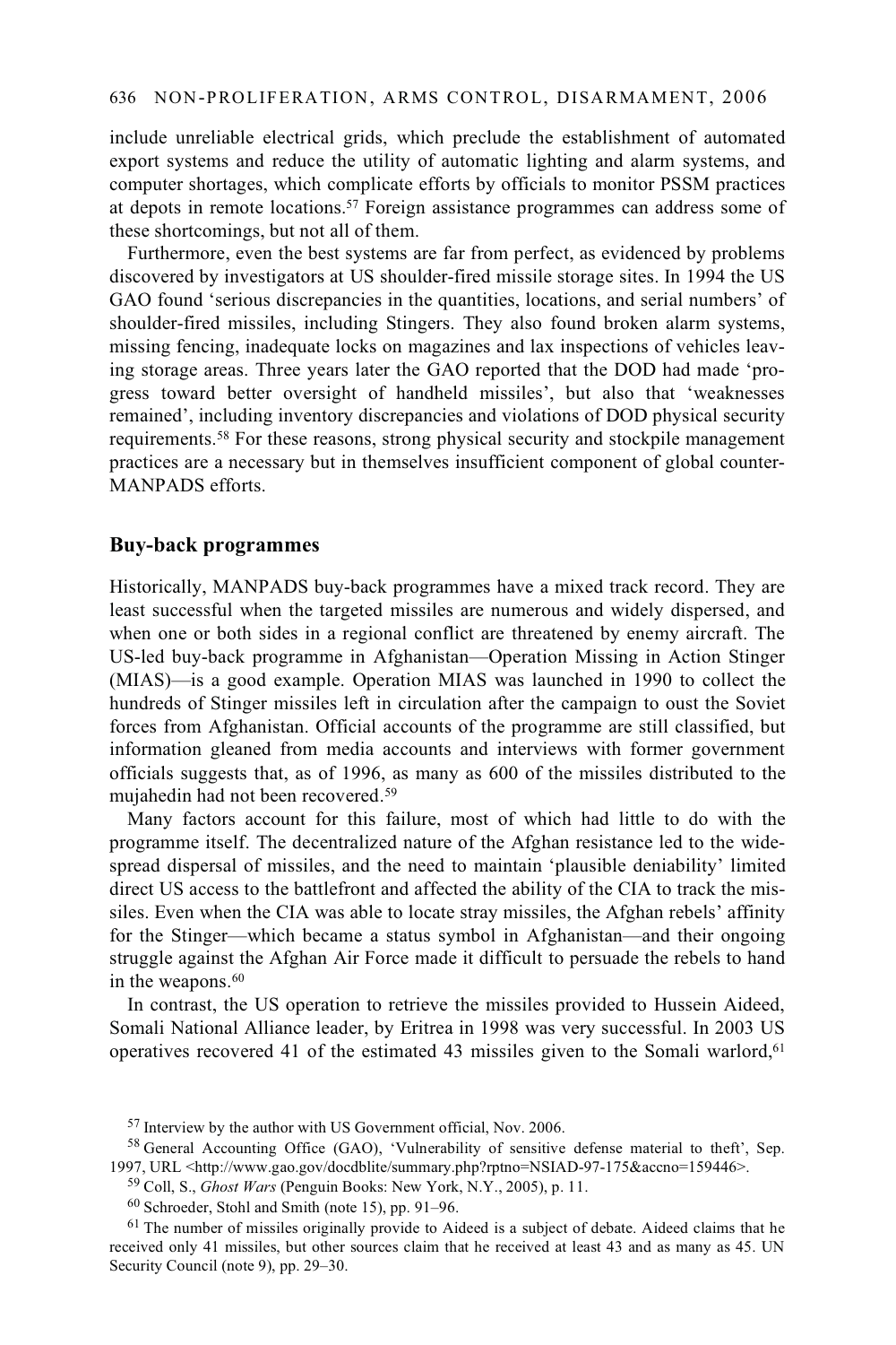include unreliable electrical grids, which preclude the establishment of automated export systems and reduce the utility of automatic lighting and alarm systems, and computer shortages, which complicate efforts by officials to monitor PSSM practices at depots in remote locations.[57] Foreign assistance programmes can address some of these shortcomings, but not all of them.

Furthermore, even the best systems are far from perfect, as evidenced by problems discovered by investigators at US shoulder-fired missile storage sites. In 1994 the US GAO found 'serious discrepancies in the quantities, locations, and serial numbers' of shoulder-fired missiles, including Stingers. They also found broken alarm systems, missing fencing, inadequate locks on magazines and lax inspections of vehicles leaving storage areas. Three years later the GAO reported that the DOD had made 'progress toward better oversight of handheld missiles', but also that 'weaknesses remained', including inventory discrepancies and violations of DOD physical security requirements.[58] For these reasons, strong physical security and stockpile management practices are a necessary but in themselves insufficient component of global counter-MANPADS efforts.

## Buy-back programmes

Historically, MANPADS buy-back programmes have a mixed track record. They are least successful when the targeted missiles are numerous and widely dispersed, and when one or both sides in a regional conflict are threatened by enemy aircraft. The US-led buy-back programme in Afghanistan—Operation Missing in Action Stinger (MIAS)—is a good example. Operation MIAS was launched in 1990 to collect the hundreds of Stinger missiles left in circulation after the campaign to oust the Soviet forces from Afghanistan. Official accounts of the programme are still classified, but information gleaned from media accounts and interviews with former government officials suggests that, as of 1996, as many as 600 of the missiles distributed to the mujahedin had not been recovered.[59]

Many factors account for this failure, most of which had little to do with the programme itself. The decentralized nature of the Afghan resistance led to the widespread dispersal of missiles, and the need to maintain 'plausible deniability' limited direct US access to the battlefront and affected the ability of the CIA to track the missiles. Even when the CIA was able to locate stray missiles, the Afghan rebels' affinity for the Stinger—which became a status symbol in Afghanistan—and their ongoing struggle against the Afghan Air Force made it difficult to persuade the rebels to hand in the weapons.[60]

In contrast, the US operation to retrieve the missiles provided to Hussein Aideed, Somali National Alliance leader, by Eritrea in 1998 was very successful. In 2003 US operatives recovered 41 of the estimated 43 missiles given to the Somali warlord,[61]

---

[57] Interview by the author with US Government official, Nov. 2006.

[58] General Accounting Office (GAO), 'Vulnerability of sensitive defense material to theft', Sep. 1997, URL <http://www.gao.gov/docdblite/summary.php?rptno=NSIAD-97-175&accno=159446>.

[59] Coll, S., *Ghost Wars* (Penguin Books: New York, N.Y., 2005), p. 11.

[60] Schroeder, Stohl and Smith (note 15), pp. 91–96.

[61] The number of missiles originally provide to Aideed is a subject of debate. Aideed claims that he received only 41 missiles, but other sources claim that he received at least 43 and as many as 45. UN Security Council (note 9), pp. 29–30.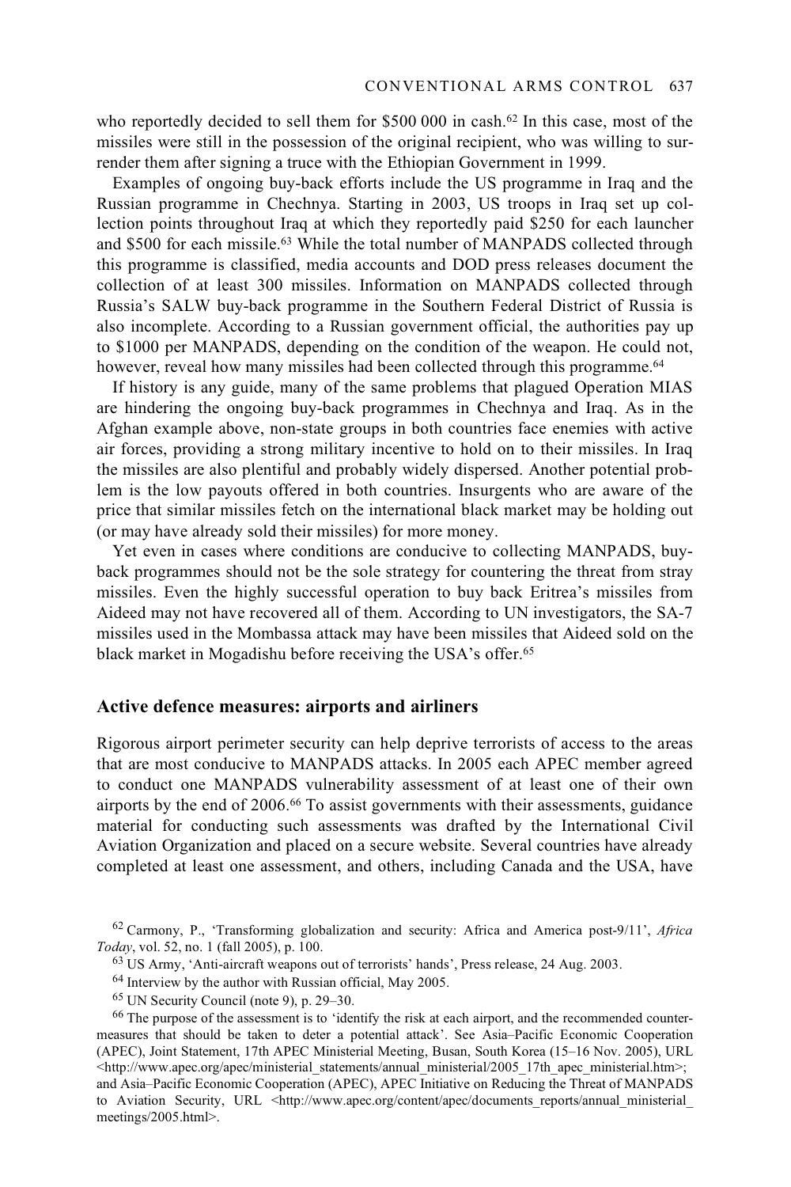who reportedly decided to sell them for $500 000 in cash.[62] In this case, most of the missiles were still in the possession of the original recipient, who was willing to surrender them after signing a truce with the Ethiopian Government in 1999.

Examples of ongoing buy-back efforts include the US programme in Iraq and the Russian programme in Chechnya. Starting in 2003, US troops in Iraq set up collection points throughout Iraq at which they reportedly paid $250 for each launcher and $500 for each missile.[63] While the total number of MANPADS collected through this programme is classified, media accounts and DOD press releases document the collection of at least 300 missiles. Information on MANPADS collected through Russia's SALW buy-back programme in the Southern Federal District of Russia is also incomplete. According to a Russian government official, the authorities pay up to $1000 per MANPADS, depending on the condition of the weapon. He could not, however, reveal how many missiles had been collected through this programme.[64]

If history is any guide, many of the same problems that plagued Operation MIAS are hindering the ongoing buy-back programmes in Chechnya and Iraq. As in the Afghan example above, non-state groups in both countries face enemies with active air forces, providing a strong military incentive to hold on to their missiles. In Iraq the missiles are also plentiful and probably widely dispersed. Another potential problem is the low payouts offered in both countries. Insurgents who are aware of the price that similar missiles fetch on the international black market may be holding out (or may have already sold their missiles) for more money.

Yet even in cases where conditions are conducive to collecting MANPADS, buy-back programmes should not be the sole strategy for countering the threat from stray missiles. Even the highly successful operation to buy back Eritrea's missiles from Aideed may not have recovered all of them. According to UN investigators, the SA-7 missiles used in the Mombassa attack may have been missiles that Aideed sold on the black market in Mogadishu before receiving the USA's offer.[65]

### Active defence measures: airports and airliners

Rigorous airport perimeter security can help deprive terrorists of access to the areas that are most conducive to MANPADS attacks. In 2005 each APEC member agreed to conduct one MANPADS vulnerability assessment of at least one of their own airports by the end of 2006.[66] To assist governments with their assessments, guidance material for conducting such assessments was drafted by the International Civil Aviation Organization and placed on a secure website. Several countries have already completed at least one assessment, and others, including Canada and the USA, have

---

[62] Carmony, P., 'Transforming globalization and security: Africa and America post-9/11', *Africa Today*, vol. 52, no. 1 (fall 2005), p. 100.

[63] US Army, 'Anti-aircraft weapons out of terrorists' hands', Press release, 24 Aug. 2003.

[64] Interview by the author with Russian official, May 2005.

[65] UN Security Council (note 9), p. 29–30.

[66] The purpose of the assessment is to 'identify the risk at each airport, and the recommended countermeasures that should be taken to deter a potential attack'. See Asia–Pacific Economic Cooperation (APEC), Joint Statement, 17th APEC Ministerial Meeting, Busan, South Korea (15–16 Nov. 2005), URL <http://www.apec.org/apec/ministerial_statements/annual_ministerial/2005_17th_apec_ministerial.htm>; and Asia–Pacific Economic Cooperation (APEC), APEC Initiative on Reducing the Threat of MANPADS to Aviation Security, URL <http://www.apec.org/content/apec/documents_reports/annual_ministerial_meetings/2005.html>.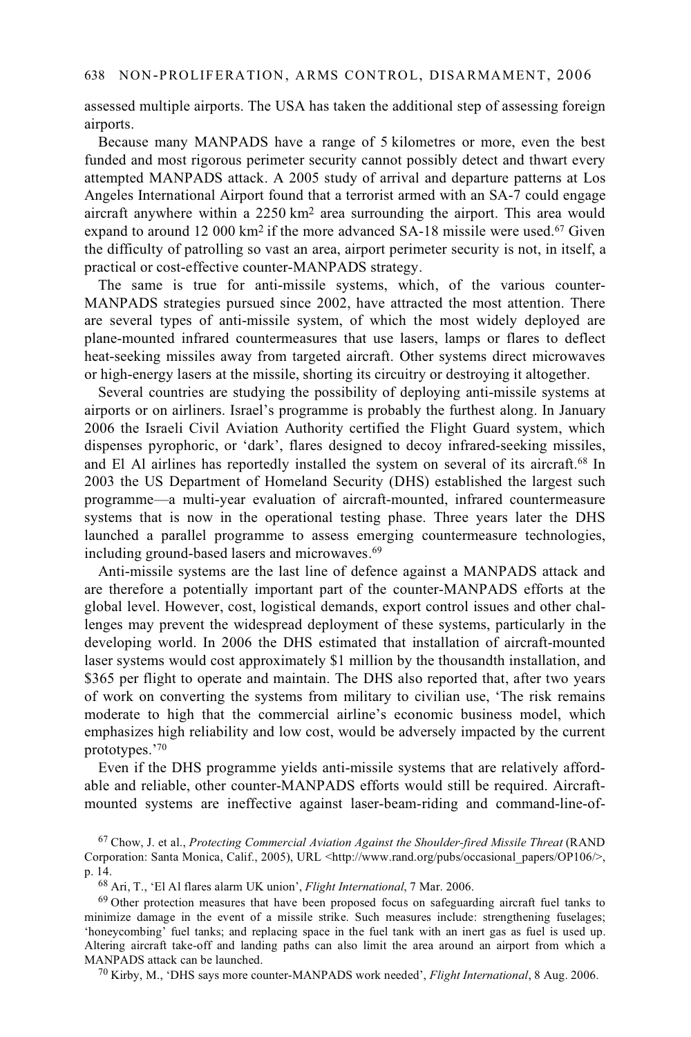assessed multiple airports. The USA has taken the additional step of assessing foreign airports.

Because many MANPADS have a range of 5 kilometres or more, even the best funded and most rigorous perimeter security cannot possibly detect and thwart every attempted MANPADS attack. A 2005 study of arrival and departure patterns at Los Angeles International Airport found that a terrorist armed with an SA-7 could engage aircraft anywhere within a 2250 $km^2$ area surrounding the airport. This area would expand to around 12 000 $km^2$ if the more advanced SA-18 missile were used.[67] Given the difficulty of patrolling so vast an area, airport perimeter security is not, in itself, a practical or cost-effective counter-MANPADS strategy.

The same is true for anti-missile systems, which, of the various counter-MANPADS strategies pursued since 2002, have attracted the most attention. There are several types of anti-missile system, of which the most widely deployed are plane-mounted infrared countermeasures that use lasers, lamps or flares to deflect heat-seeking missiles away from targeted aircraft. Other systems direct microwaves or high-energy lasers at the missile, shorting its circuitry or destroying it altogether.

Several countries are studying the possibility of deploying anti-missile systems at airports or on airliners. Israel's programme is probably the furthest along. In January 2006 the Israeli Civil Aviation Authority certified the Flight Guard system, which dispenses pyrophoric, or 'dark', flares designed to decoy infrared-seeking missiles, and El Al airlines has reportedly installed the system on several of its aircraft.[68] In 2003 the US Department of Homeland Security (DHS) established the largest such programme—a multi-year evaluation of aircraft-mounted, infrared countermeasure systems that is now in the operational testing phase. Three years later the DHS launched a parallel programme to assess emerging countermeasure technologies, including ground-based lasers and microwaves.[69]

Anti-missile systems are the last line of defence against a MANPADS attack and are therefore a potentially important part of the counter-MANPADS efforts at the global level. However, cost, logistical demands, export control issues and other challenges may prevent the widespread deployment of these systems, particularly in the developing world. In 2006 the DHS estimated that installation of aircraft-mounted laser systems would cost approximately $1 million by the thousandth installation, and $365 per flight to operate and maintain. The DHS also reported that, after two years of work on converting the systems from military to civilian use, 'The risk remains moderate to high that the commercial airline's economic business model, which emphasizes high reliability and low cost, would be adversely impacted by the current prototypes.'[70]

Even if the DHS programme yields anti-missile systems that are relatively affordable and reliable, other counter-MANPADS efforts would still be required. Aircraft-mounted systems are ineffective against laser-beam-riding and command-line-of-

---

[67] Chow, J. et al., *Protecting Commercial Aviation Against the Shoulder-fired Missile Threat* (RAND Corporation: Santa Monica, Calif., 2005), URL <http://www.rand.org/pubs/occasional_papers/OP106/>, p. 14.

[68] Ari, T., 'El Al flares alarm UK union', *Flight International*, 7 Mar. 2006.

[69] Other protection measures that have been proposed focus on safeguarding aircraft fuel tanks to minimize damage in the event of a missile strike. Such measures include: strengthening fuselages; 'honeycombing' fuel tanks; and replacing space in the fuel tank with an inert gas as fuel is used up. Altering aircraft take-off and landing paths can also limit the area around an airport from which a MANPADS attack can be launched.

[70] Kirby, M., 'DHS says more counter-MANPADS work needed', *Flight International*, 8 Aug. 2006.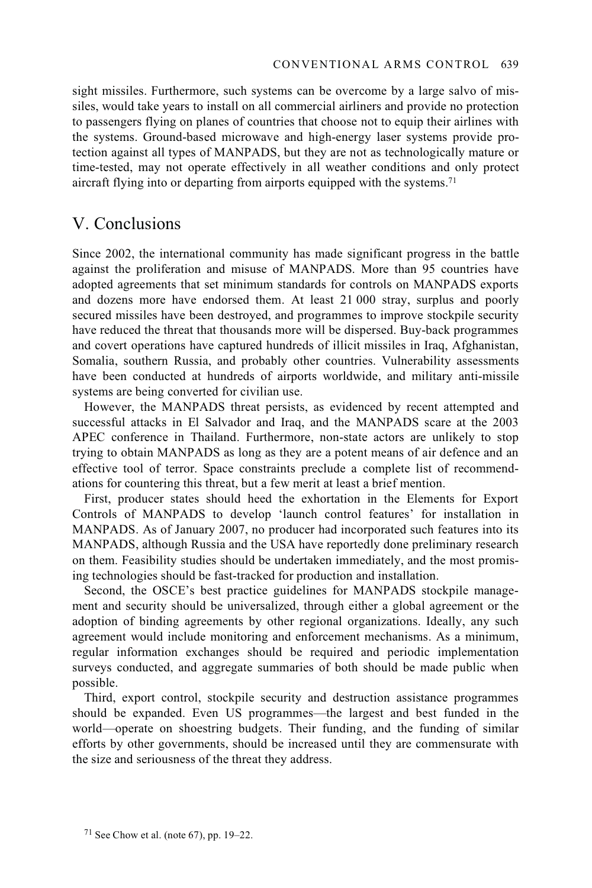sight missiles. Furthermore, such systems can be overcome by a large salvo of missiles, would take years to install on all commercial airliners and provide no protection to passengers flying on planes of countries that choose not to equip their airlines with the systems. Ground-based microwave and high-energy laser systems provide protection against all types of MANPADS, but they are not as technologically mature or time-tested, may not operate effectively in all weather conditions and only protect aircraft flying into or departing from airports equipped with the systems.[71]

## V. Conclusions

Since 2002, the international community has made significant progress in the battle against the proliferation and misuse of MANPADS. More than 95 countries have adopted agreements that set minimum standards for controls on MANPADS exports and dozens more have endorsed them. At least 21 000 stray, surplus and poorly secured missiles have been destroyed, and programmes to improve stockpile security have reduced the threat that thousands more will be dispersed. Buy-back programmes and covert operations have captured hundreds of illicit missiles in Iraq, Afghanistan, Somalia, southern Russia, and probably other countries. Vulnerability assessments have been conducted at hundreds of airports worldwide, and military anti-missile systems are being converted for civilian use.

However, the MANPADS threat persists, as evidenced by recent attempted and successful attacks in El Salvador and Iraq, and the MANPADS scare at the 2003 APEC conference in Thailand. Furthermore, non-state actors are unlikely to stop trying to obtain MANPADS as long as they are a potent means of air defence and an effective tool of terror. Space constraints preclude a complete list of recommendations for countering this threat, but a few merit at least a brief mention.

First, producer states should heed the exhortation in the Elements for Export Controls of MANPADS to develop 'launch control features' for installation in MANPADS. As of January 2007, no producer had incorporated such features into its MANPADS, although Russia and the USA have reportedly done preliminary research on them. Feasibility studies should be undertaken immediately, and the most promising technologies should be fast-tracked for production and installation.

Second, the OSCE's best practice guidelines for MANPADS stockpile management and security should be universalized, through either a global agreement or the adoption of binding agreements by other regional organizations. Ideally, any such agreement would include monitoring and enforcement mechanisms. As a minimum, regular information exchanges should be required and periodic implementation surveys conducted, and aggregate summaries of both should be made public when possible.

Third, export control, stockpile security and destruction assistance programmes should be expanded. Even US programmes—the largest and best funded in the world—operate on shoestring budgets. Their funding, and the funding of similar efforts by other governments, should be increased until they are commensurate with the size and seriousness of the threat they address.

[71] See Chow et al. (note 67), pp. 19–22.